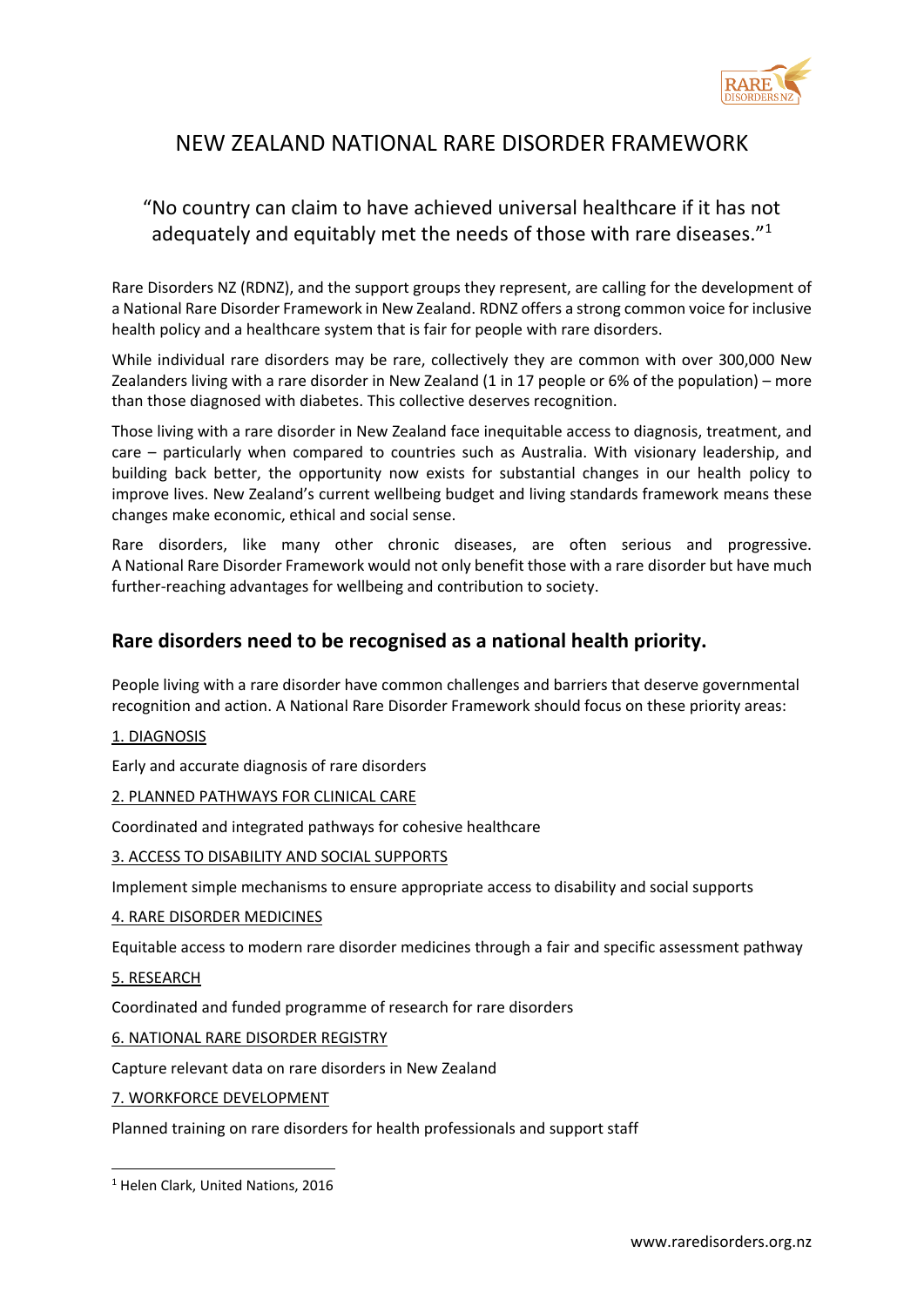# NEW ZEALAND NATIONAL RARE DISORDER FRAMEWORK

"No country can claim to have achieved universal healthcare if it has not adequately and equitably met the needs of those with rare diseases."[1]

Rare Disorders NZ (RDNZ), and the support groups they represent, are calling for the development of a National Rare Disorder Framework in New Zealand. RDNZ offers a strong common voice for inclusive health policy and a healthcare system that is fair for people with rare disorders.

While individual rare disorders may be rare, collectively they are common with over 300,000 New Zealanders living with a rare disorder in New Zealand (1 in 17 people or 6% of the population) – more than those diagnosed with diabetes. This collective deserves recognition.

Those living with a rare disorder in New Zealand face inequitable access to diagnosis, treatment, and care – particularly when compared to countries such as Australia. With visionary leadership, and building back better, the opportunity now exists for substantial changes in our health policy to improve lives. New Zealand's current wellbeing budget and living standards framework means these changes make economic, ethical and social sense.

Rare disorders, like many other chronic diseases, are often serious and progressive. A National Rare Disorder Framework would not only benefit those with a rare disorder but have much further-reaching advantages for wellbeing and contribution to society.

## Rare disorders need to be recognised as a national health priority.

People living with a rare disorder have common challenges and barriers that deserve governmental recognition and action. A National Rare Disorder Framework should focus on these priority areas:

1. DIAGNOSIS

Early and accurate diagnosis of rare disorders

2. PLANNED PATHWAYS FOR CLINICAL CARE

Coordinated and integrated pathways for cohesive healthcare

3. ACCESS TO DISABILITY AND SOCIAL SUPPORTS

Implement simple mechanisms to ensure appropriate access to disability and social supports

4. RARE DISORDER MEDICINES

Equitable access to modern rare disorder medicines through a fair and specific assessment pathway

5. RESEARCH

Coordinated and funded programme of research for rare disorders

6. NATIONAL RARE DISORDER REGISTRY

Capture relevant data on rare disorders in New Zealand

7. WORKFORCE DEVELOPMENT

Planned training on rare disorders for health professionals and support staff

[1] Helen Clark, United Nations, 2016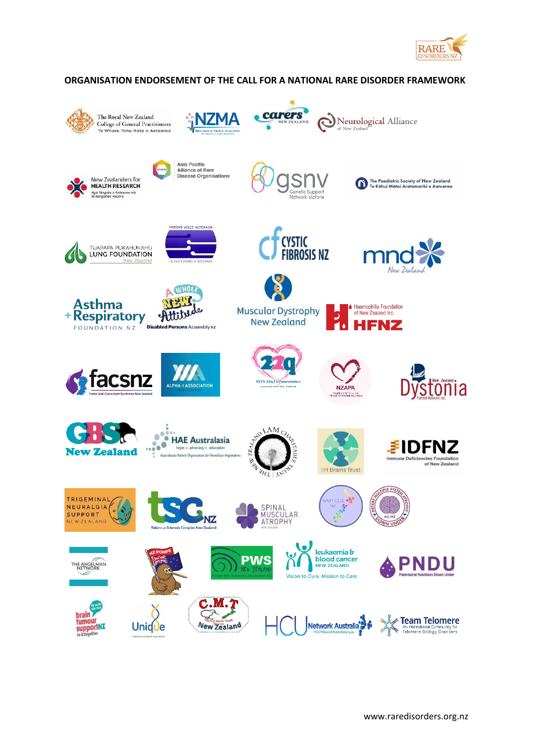RARE DISORDERS NZ

## ORGANISATION ENDORSEMENT OF THE CALL FOR A NATIONAL RARE DISORDER FRAMEWORK

The Royal New Zealand College of General Practitioners Te Whare Tohu Rata o Aotearoa

NZMA New Zealand Medical Association

carers NEW ZEALAND

Neurological Alliance of New Zealand

New Zealanders for HEALTH RESEARCH Ngā Tāngata o Aotearoa mō te Rangahau Hauora

Asia Pacific Alliance of Rare Disease Organisations

gsnv Genetic Support Network Victoria

The Paediatric Society of New Zealand Te Kāhui Mātai Arotamariki o Aotearoa

TUAPAPA PUKAHUKAHU LUNG FOUNDATION New Zealand

PATIENT VOICE AOTEAROA TE REO TŪROROO AOTEAROA

CYSTIC FIBROSIS NZ

mnd New Zealand

Asthma + Respiratory FOUNDATION NZ

A WHOLE NEW Attitude Disabled Persons Assembly NZ

Muscular Dystrophy New Zealand

Haemophilia Foundation of New Zealand Inc. HFNZ

facsnz Foetal Anti-Convulsant Syndrome New Zealand

ALPHA-1 ASSOCIATION NEW ZEALAND

22q VCFS 22q11 Foundation Australia and New Zealand

NZAPA

New Zealand Dystonia Patient Network Inc.

GBS New Zealand

HAE Australasia hope • advocacy • education Australasian Patient Organisation for Hereditary Angioedema

THE NEW ZEALAND LAM CHARITABLE TRUST

IIH Brains Trust

IDFNZ Immune Deficiencies Foundation of New Zealand

TRIGEMINAL NEURALGIA SUPPORT NEW ZEALAND

TSC NZ Tuberous Sclerosis Complex New Zealand

SPINAL MUSCULAR ATROPHY NEW ZEALAND

MAST CELL NZ

DEFEAT MULTIPLE SYSTEM ATROPHY AU NZ DOWN UNDER

THE ANGELMAN NETWORK

NZ POMPE

PWS NEW ZEALAND Prader-Willi Syndrome Association NZ

leukaemia & blood cancer NEW ZEALAND Vision to Cure. Mission to Care.

PNDU Parenteral Nutrition Down Under

brain tumour support NZ in it together

Unique

C.M.T New Zealand

HCU Network Australia

Team Telomere An International Community for Telomere Biology Disorders

www.raredisorders.org.nz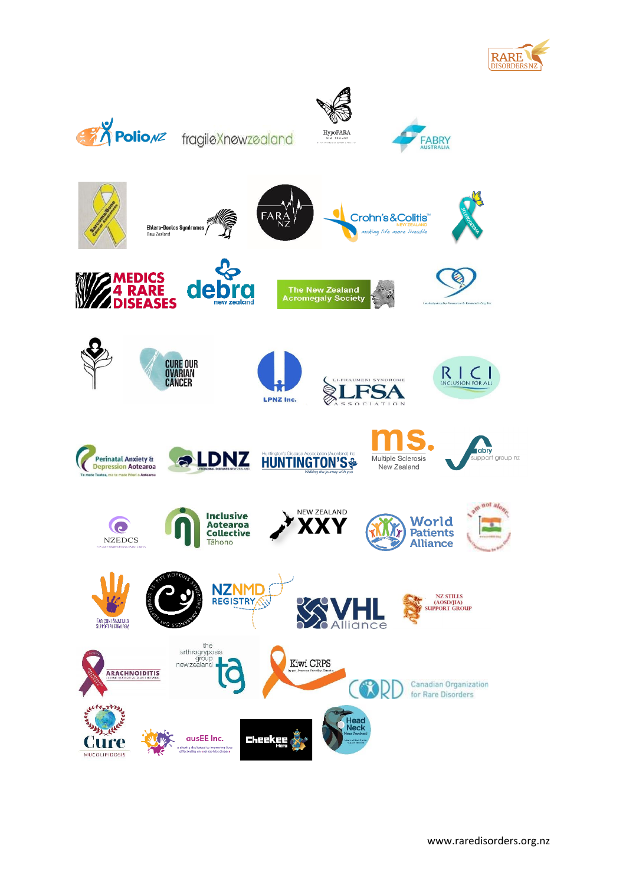- Polio NZ
- fragileXnewzealand
- HypoPARA New Zealand
- FABRY AUSTRALIA
- Sarcoma/Bone Cancer Awareness
- Ehlers-Danlos Syndromes New Zealand
- FARA NZ
- Crohn's&Colitis New Zealand – making life more liveable
- SCLERODERMA
- MEDICS 4 RARE DISEASES
- debra new zealand
- The New Zealand Acromegaly Society
- CURE OUR OVARIAN CANCER
- LPNZ Inc.
- LI-FRAUMENI SYNDROME LFSA ASSOCIATION
- RICI INCLUSION FOR ALL
- Perinatal Anxiety & Depression Aotearoa – Te mate Tuatea, me te mate Pōuri o Aotearoa
- LDNZ
- Huntington's Disease Association (Auckland) Inc – HUNTINGTON'S – Walking the journey with you
- ms. Multiple Sclerosis New Zealand
- fabry support group nz
- NZEDCS
- Inclusive Aotearoa Collective Tāhono
- NEW ZEALAND XXY
- World Patients Alliance
- I am not alone
- FANCONI ANAEMIA SUPPORT AUSTRALASIA
- KITT HOPKINS SYNDROME AWARENESS DAY – SEPTEMBER 15
- NZNMD REGISTRY
- VHL Alliance
- NZ STILLS (AOSD/JIA) SUPPORT GROUP
- ARACHNOIDITIS
- the arthrogryposis group new zealand – tag
- Kiwi CRPS
- CORD – Canadian Organization for Rare Disorders
- Cure MUCOLIPIDOSIS
- ausEE Inc. – a charity dedicated to improving lives affected by an eosinophilic disease
- Cheekee Hero
- Head Neck New Zealand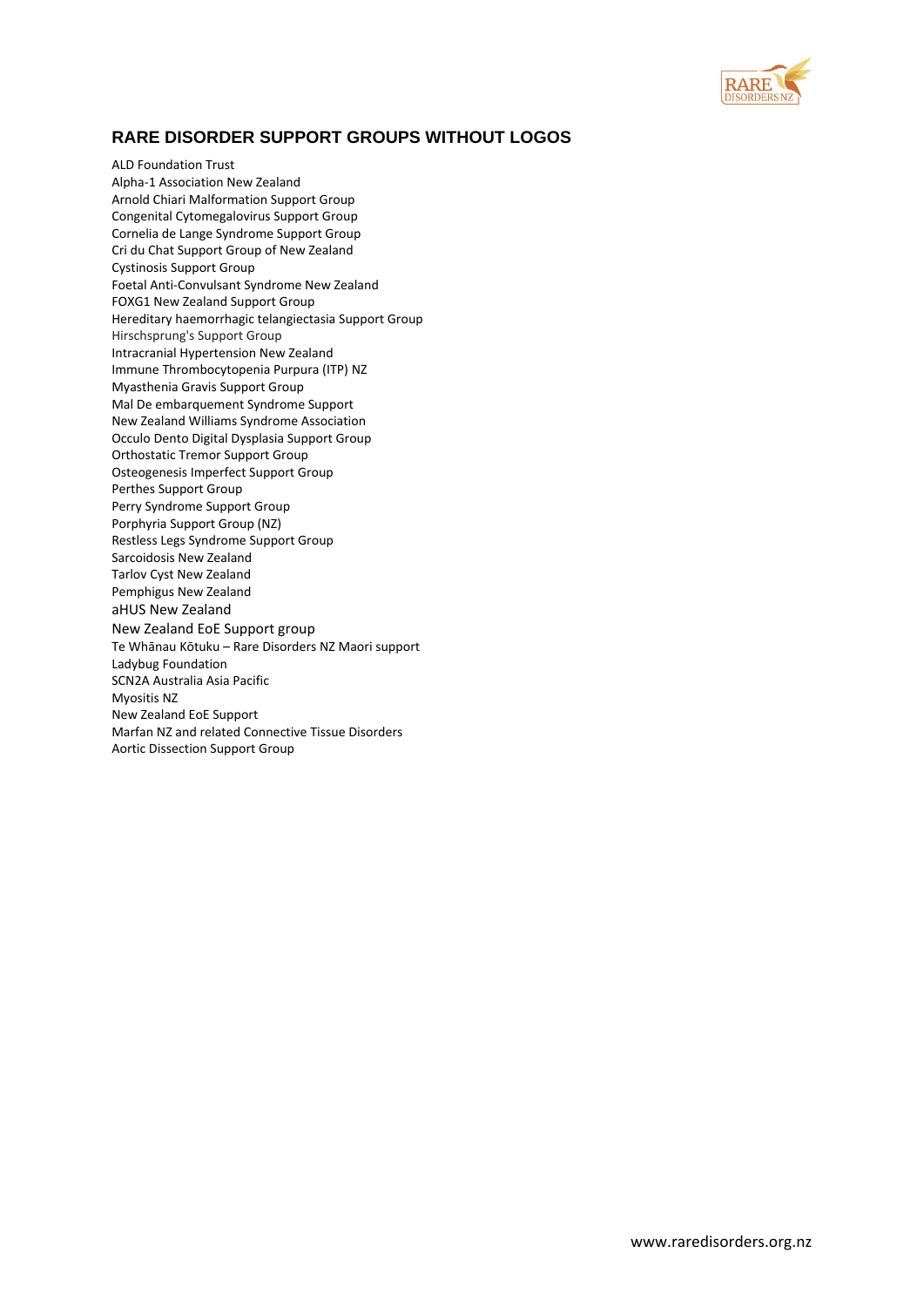## RARE DISORDER SUPPORT GROUPS WITHOUT LOGOS

ALD Foundation Trust
Alpha-1 Association New Zealand
Arnold Chiari Malformation Support Group
Congenital Cytomegalovirus Support Group
Cornelia de Lange Syndrome Support Group
Cri du Chat Support Group of New Zealand
Cystinosis Support Group
Foetal Anti-Convulsant Syndrome New Zealand
FOXG1 New Zealand Support Group
Hereditary haemorrhagic telangiectasia Support Group
Hirschsprung's Support Group
Intracranial Hypertension New Zealand
Immune Thrombocytopenia Purpura (ITP) NZ
Myasthenia Gravis Support Group
Mal De embarquement Syndrome Support
New Zealand Williams Syndrome Association
Occulo Dento Digital Dysplasia Support Group
Orthostatic Tremor Support Group
Osteogenesis Imperfect Support Group
Perthes Support Group
Perry Syndrome Support Group
Porphyria Support Group (NZ)
Restless Legs Syndrome Support Group
Sarcoidosis New Zealand
Tarlov Cyst New Zealand
Pemphigus New Zealand
aHUS New Zealand
New Zealand EoE Support group
Te Whānau Kōtuku – Rare Disorders NZ Maori support
Ladybug Foundation
SCN2A Australia Asia Pacific
Myositis NZ
New Zealand EoE Support
Marfan NZ and related Connective Tissue Disorders
Aortic Dissection Support Group

www.raredisorders.org.nz